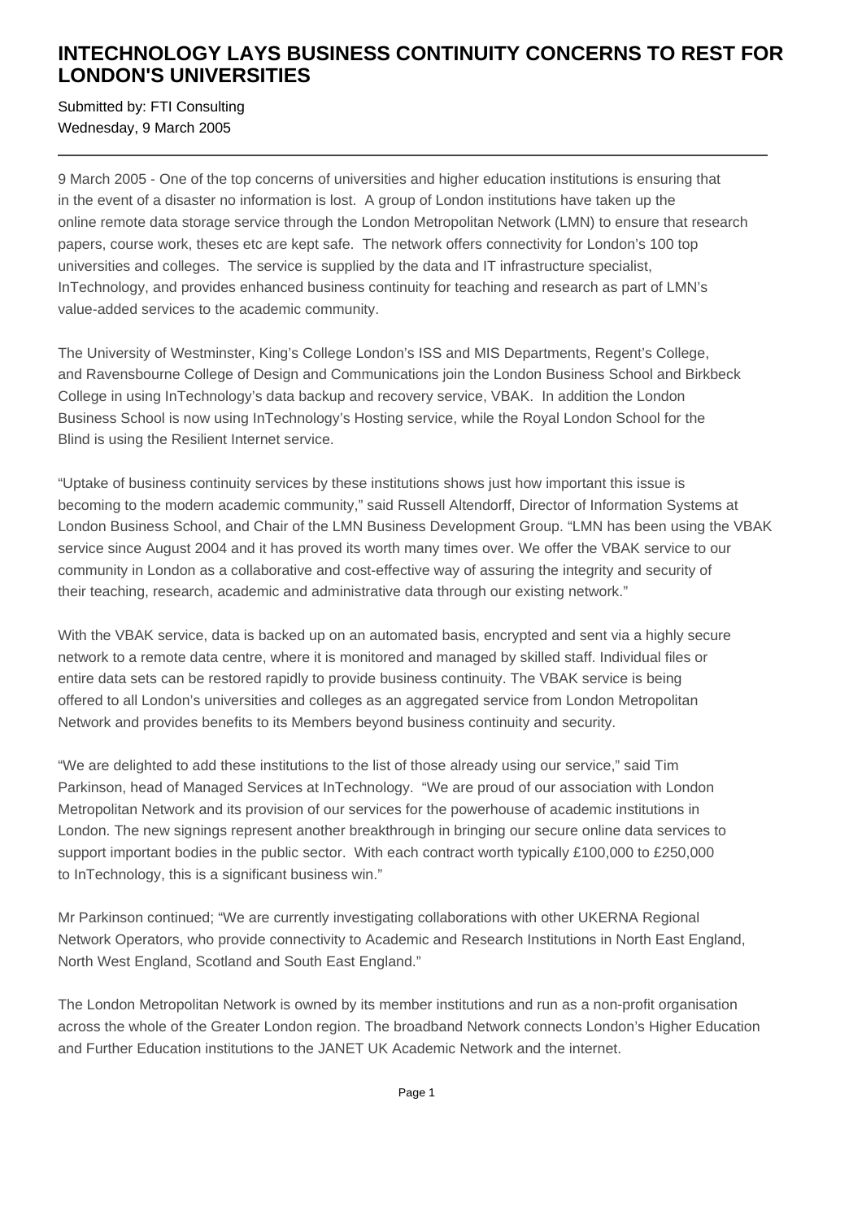# INTECHNOLOGY LAYS BUSINESS CONTINUITY CONCERNS TO REST FOR LONDON'S UNIVERSITIES

Submitted by: FTI Consulting
Wednesday, 9 March 2005

---

9 March 2005 - One of the top concerns of universities and higher education institutions is ensuring that in the event of a disaster no information is lost. A group of London institutions have taken up the online remote data storage service through the London Metropolitan Network (LMN) to ensure that research papers, course work, theses etc are kept safe. The network offers connectivity for London's 100 top universities and colleges. The service is supplied by the data and IT infrastructure specialist, InTechnology, and provides enhanced business continuity for teaching and research as part of LMN's value-added services to the academic community.

The University of Westminster, King's College London's ISS and MIS Departments, Regent's College, and Ravensbourne College of Design and Communications join the London Business School and Birkbeck College in using InTechnology's data backup and recovery service, VBAK. In addition the London Business School is now using InTechnology's Hosting service, while the Royal London School for the Blind is using the Resilient Internet service.

"Uptake of business continuity services by these institutions shows just how important this issue is becoming to the modern academic community," said Russell Altendorff, Director of Information Systems at London Business School, and Chair of the LMN Business Development Group. "LMN has been using the VBAK service since August 2004 and it has proved its worth many times over. We offer the VBAK service to our community in London as a collaborative and cost-effective way of assuring the integrity and security of their teaching, research, academic and administrative data through our existing network."

With the VBAK service, data is backed up on an automated basis, encrypted and sent via a highly secure network to a remote data centre, where it is monitored and managed by skilled staff. Individual files or entire data sets can be restored rapidly to provide business continuity. The VBAK service is being offered to all London's universities and colleges as an aggregated service from London Metropolitan Network and provides benefits to its Members beyond business continuity and security.

"We are delighted to add these institutions to the list of those already using our service," said Tim Parkinson, head of Managed Services at InTechnology. "We are proud of our association with London Metropolitan Network and its provision of our services for the powerhouse of academic institutions in London. The new signings represent another breakthrough in bringing our secure online data services to support important bodies in the public sector. With each contract worth typically £100,000 to £250,000 to InTechnology, this is a significant business win."

Mr Parkinson continued; "We are currently investigating collaborations with other UKERNA Regional Network Operators, who provide connectivity to Academic and Research Institutions in North East England, North West England, Scotland and South East England."

The London Metropolitan Network is owned by its member institutions and run as a non-profit organisation across the whole of the Greater London region. The broadband Network connects London's Higher Education and Further Education institutions to the JANET UK Academic Network and the internet.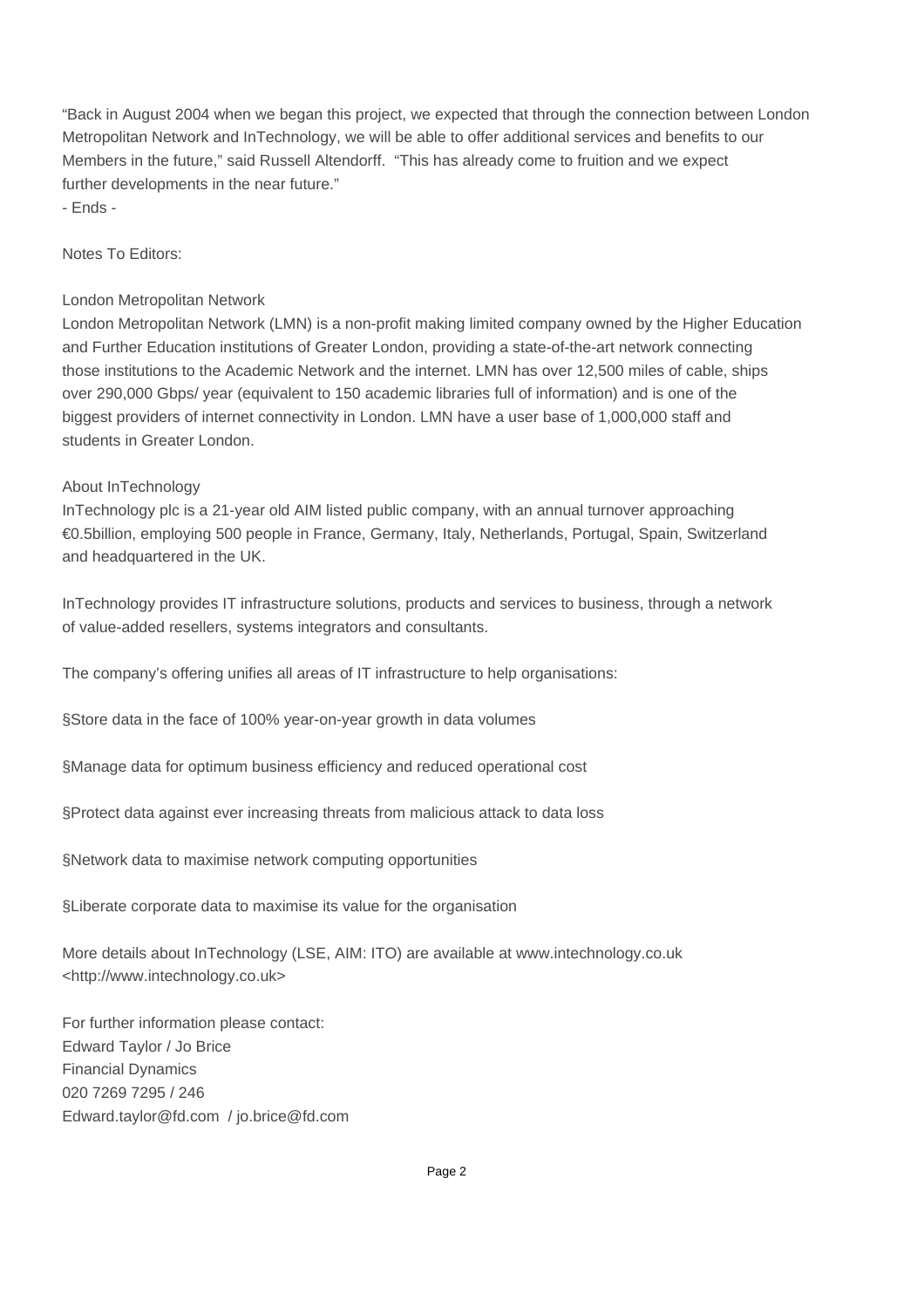"Back in August 2004 when we began this project, we expected that through the connection between London Metropolitan Network and InTechnology, we will be able to offer additional services and benefits to our Members in the future," said Russell Altendorff.  "This has already come to fruition and we expect further developments in the near future."

- Ends -

Notes To Editors:

London Metropolitan Network

London Metropolitan Network (LMN) is a non-profit making limited company owned by the Higher Education and Further Education institutions of Greater London, providing a state-of-the-art network connecting those institutions to the Academic Network and the internet. LMN has over 12,500 miles of cable, ships over 290,000 Gbps/ year (equivalent to 150 academic libraries full of information) and is one of the biggest providers of internet connectivity in London. LMN have a user base of 1,000,000 staff and students in Greater London.

About InTechnology

InTechnology plc is a 21-year old AIM listed public company, with an annual turnover approaching €0.5billion, employing 500 people in France, Germany, Italy, Netherlands, Portugal, Spain, Switzerland and headquartered in the UK.

InTechnology provides IT infrastructure solutions, products and services to business, through a network of value-added resellers, systems integrators and consultants.

The company's offering unifies all areas of IT infrastructure to help organisations:

§Store data in the face of 100% year-on-year growth in data volumes

§Manage data for optimum business efficiency and reduced operational cost

§Protect data against ever increasing threats from malicious attack to data loss

§Network data to maximise network computing opportunities

§Liberate corporate data to maximise its value for the organisation

More details about InTechnology (LSE, AIM: ITO) are available at www.intechnology.co.uk <http://www.intechnology.co.uk>

For further information please contact:
Edward Taylor / Jo Brice
Financial Dynamics
020 7269 7295 / 246
Edward.taylor@fd.com  / jo.brice@fd.com